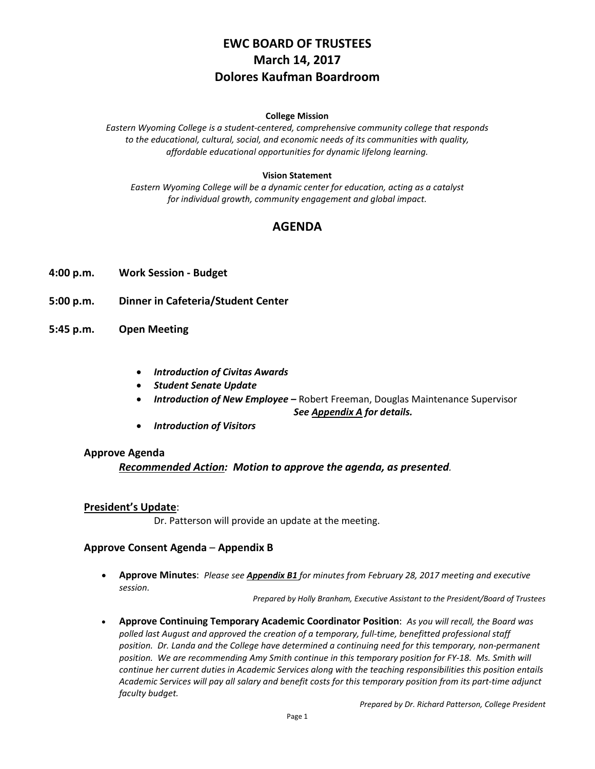# EWC BOARD OF TRUSTEES
# March 14, 2017
# Dolores Kaufman Boardroom

**College Mission**

*Eastern Wyoming College is a student-centered, comprehensive community college that responds to the educational, cultural, social, and economic needs of its communities with quality, affordable educational opportunities for dynamic lifelong learning.*

**Vision Statement**

*Eastern Wyoming College will be a dynamic center for education, acting as a catalyst for individual growth, community engagement and global impact.*

## AGENDA

**4:00 p.m.** **Work Session - Budget**

**5:00 p.m.** **Dinner in Cafeteria/Student Center**

**5:45 p.m.** **Open Meeting**

- ***Introduction of Civitas Awards***
- ***Student Senate Update***
- ***Introduction of New Employee –*** Robert Freeman, Douglas Maintenance Supervisor
  ***See Appendix A for details.***
- ***Introduction of Visitors***

### Approve Agenda

***Recommended Action:* *Motion to approve the agenda, as presented*.**

### President's Update:

Dr. Patterson will provide an update at the meeting.

### Approve Consent Agenda – Appendix B

- **Approve Minutes**: *Please see **Appendix B1** for minutes from February 28, 2017 meeting and executive session.*

  *Prepared by Holly Branham, Executive Assistant to the President/Board of Trustees*

- **Approve Continuing Temporary Academic Coordinator Position**: *As you will recall, the Board was polled last August and approved the creation of a temporary, full-time, benefitted professional staff position. Dr. Landa and the College have determined a continuing need for this temporary, non-permanent position. We are recommending Amy Smith continue in this temporary position for FY-18. Ms. Smith will continue her current duties in Academic Services along with the teaching responsibilities this position entails Academic Services will pay all salary and benefit costs for this temporary position from its part-time adjunct faculty budget.*

  *Prepared by Dr. Richard Patterson, College President*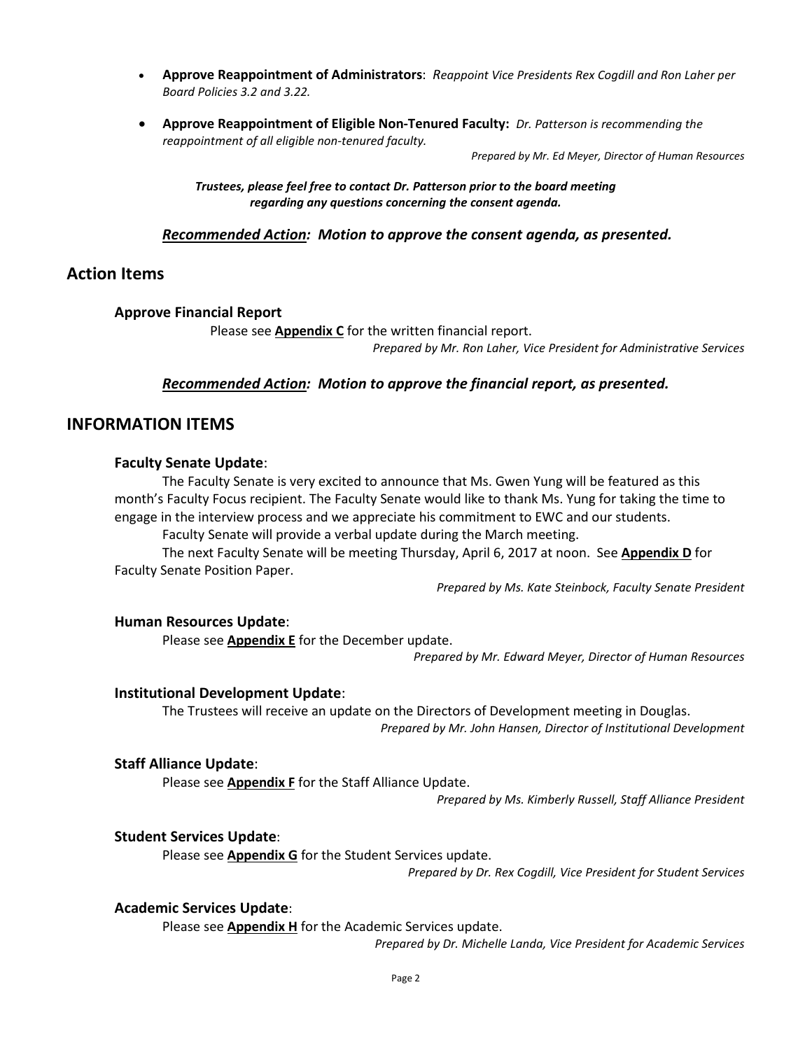- **Approve Reappointment of Administrators**: *Reappoint Vice Presidents Rex Cogdill and Ron Laher per Board Policies 3.2 and 3.22.*

- **Approve Reappointment of Eligible Non-Tenured Faculty:** *Dr. Patterson is recommending the reappointment of all eligible non-tenured faculty.*

*Prepared by Mr. Ed Meyer, Director of Human Resources*

***Trustees, please feel free to contact Dr. Patterson prior to the board meeting regarding any questions concerning the consent agenda.***

***Recommended Action:* *Motion to approve the consent agenda, as presented.***

## Action Items

### Approve Financial Report

Please see **Appendix C** for the written financial report.

*Prepared by Mr. Ron Laher, Vice President for Administrative Services*

***Recommended Action:* *Motion to approve the financial report, as presented.***

## INFORMATION ITEMS

### Faculty Senate Update:

The Faculty Senate is very excited to announce that Ms. Gwen Yung will be featured as this month's Faculty Focus recipient. The Faculty Senate would like to thank Ms. Yung for taking the time to engage in the interview process and we appreciate his commitment to EWC and our students.

Faculty Senate will provide a verbal update during the March meeting.

The next Faculty Senate will be meeting Thursday, April 6, 2017 at noon. See **Appendix D** for Faculty Senate Position Paper.

*Prepared by Ms. Kate Steinbock, Faculty Senate President*

### Human Resources Update:

Please see **Appendix E** for the December update.

*Prepared by Mr. Edward Meyer, Director of Human Resources*

### Institutional Development Update:

The Trustees will receive an update on the Directors of Development meeting in Douglas.

*Prepared by Mr. John Hansen, Director of Institutional Development*

### Staff Alliance Update:

Please see **Appendix F** for the Staff Alliance Update.

*Prepared by Ms. Kimberly Russell, Staff Alliance President*

### Student Services Update:

Please see **Appendix G** for the Student Services update.

*Prepared by Dr. Rex Cogdill, Vice President for Student Services*

### Academic Services Update:

Please see **Appendix H** for the Academic Services update.

*Prepared by Dr. Michelle Landa, Vice President for Academic Services*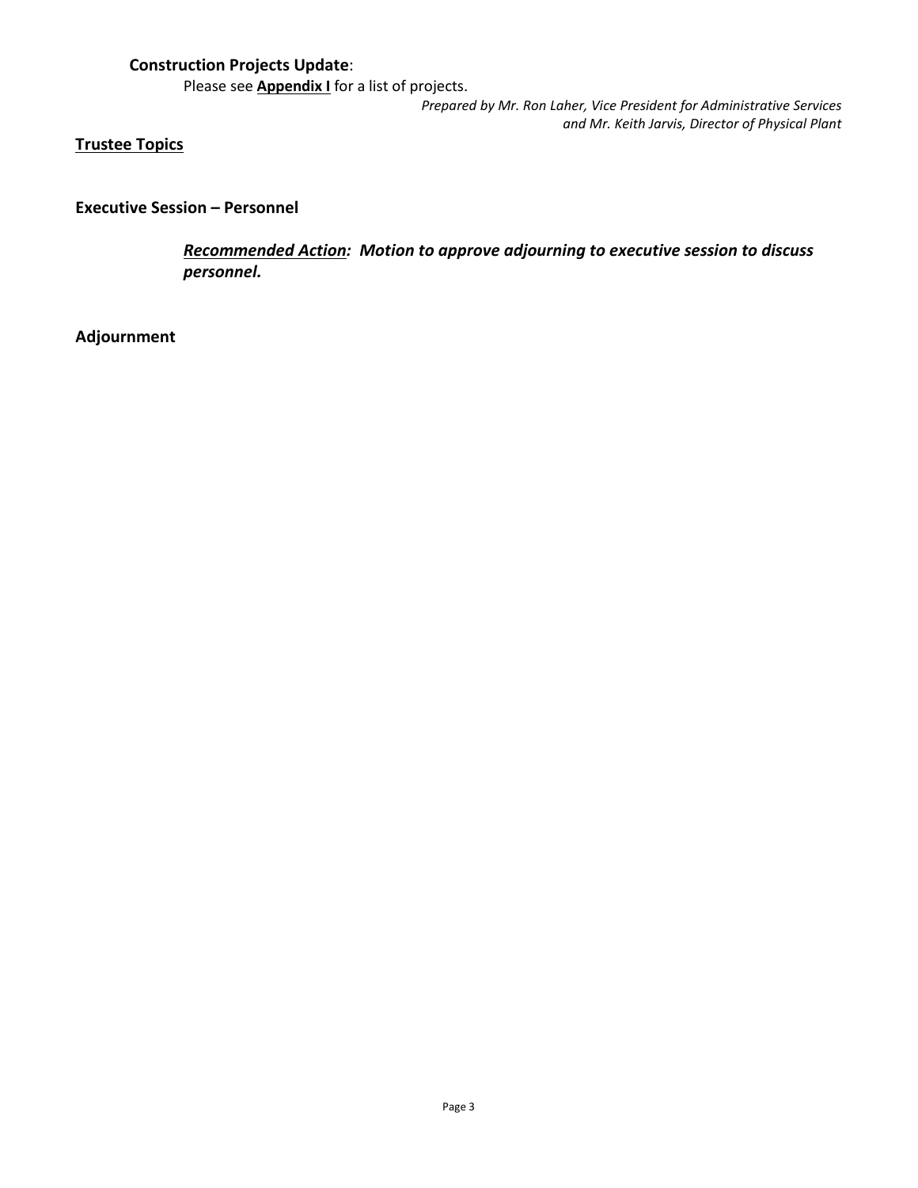**Construction Projects Update**:

Please see **<u>Appendix I</u>** for a list of projects.

*Prepared by Mr. Ron Laher, Vice President for Administrative Services and Mr. Keith Jarvis, Director of Physical Plant*

**<u>Trustee Topics</u>**

**Executive Session – Personnel**

***<u>Recommended Action</u>: Motion to approve adjourning to executive session to discuss personnel.***

**Adjournment**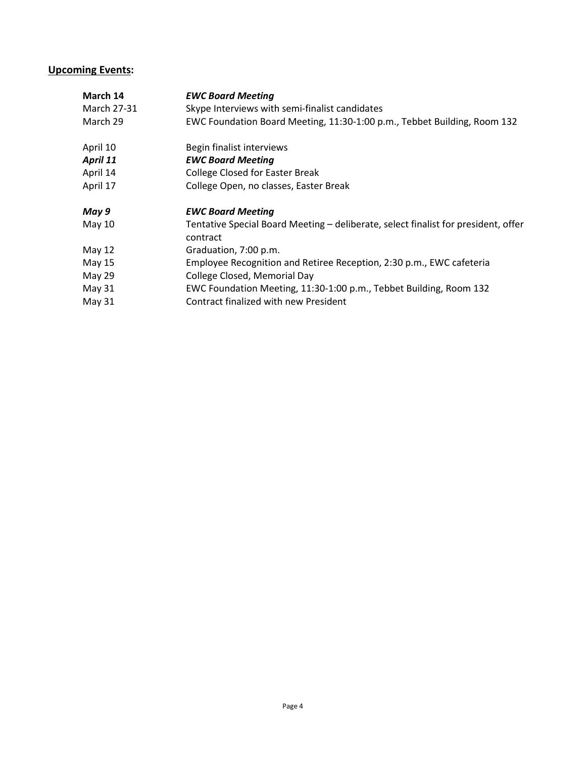**Upcoming Events:**

| | |
|---|---|
| **March 14** | ***EWC Board Meeting*** |
| March 27-31 | Skype Interviews with semi-finalist candidates |
| March 29 | EWC Foundation Board Meeting, 11:30-1:00 p.m., Tebbet Building, Room 132 |
| April 10 | Begin finalist interviews |
| ***April 11*** | ***EWC Board Meeting*** |
| April 14 | College Closed for Easter Break |
| April 17 | College Open, no classes, Easter Break |
| ***May 9*** | ***EWC Board Meeting*** |
| May 10 | Tentative Special Board Meeting – deliberate, select finalist for president, offer contract |
| May 12 | Graduation, 7:00 p.m. |
| May 15 | Employee Recognition and Retiree Reception, 2:30 p.m., EWC cafeteria |
| May 29 | College Closed, Memorial Day |
| May 31 | EWC Foundation Meeting, 11:30-1:00 p.m., Tebbet Building, Room 132 |
| May 31 | Contract finalized with new President |